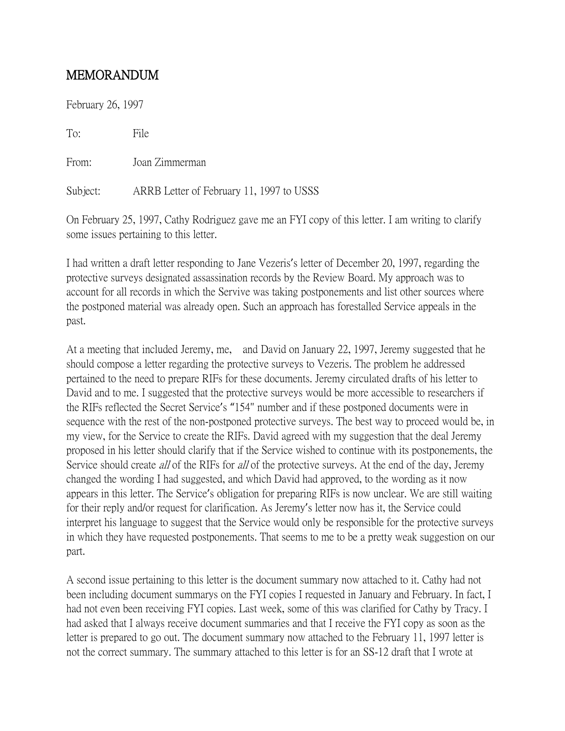# MEMORANDUM

February 26, 1997

To: File

From: Joan Zimmerman

Subject: ARRB Letter of February 11, 1997 to USSS

On February 25, 1997, Cathy Rodriguez gave me an FYI copy of this letter. I am writing to clarify some issues pertaining to this letter.

I had written a draft letter responding to Jane Vezeris's letter of December 20, 1997, regarding the protective surveys designated assassination records by the Review Board. My approach was to account for all records in which the Servive was taking postponements and list other sources where the postponed material was already open. Such an approach has forestalled Service appeals in the past.

At a meeting that included Jeremy, me,  and David on January 22, 1997, Jeremy suggested that he should compose a letter regarding the protective surveys to Vezeris. The problem he addressed pertained to the need to prepare RIFs for these documents. Jeremy circulated drafts of his letter to David and to me. I suggested that the protective surveys would be more accessible to researchers if the RIFs reflected the Secret Service's "154" number and if these postponed documents were in sequence with the rest of the non-postponed protective surveys. The best way to proceed would be, in my view, for the Service to create the RIFs. David agreed with my suggestion that the deal Jeremy proposed in his letter should clarify that if the Service wished to continue with its postponements, the Service should create *all* of the RIFs for *all* of the protective surveys. At the end of the day, Jeremy changed the wording I had suggested, and which David had approved, to the wording as it now appears in this letter. The Service's obligation for preparing RIFs is now unclear. We are still waiting for their reply and/or request for clarification. As Jeremy's letter now has it, the Service could interpret his language to suggest that the Service would only be responsible for the protective surveys in which they have requested postponements. That seems to me to be a pretty weak suggestion on our part.

A second issue pertaining to this letter is the document summary now attached to it. Cathy had not been including document summarys on the FYI copies I requested in January and February. In fact, I had not even been receiving FYI copies. Last week, some of this was clarified for Cathy by Tracy. I had asked that I always receive document summaries and that I receive the FYI copy as soon as the letter is prepared to go out. The document summary now attached to the February 11, 1997 letter is not the correct summary. The summary attached to this letter is for an SS-12 draft that I wrote at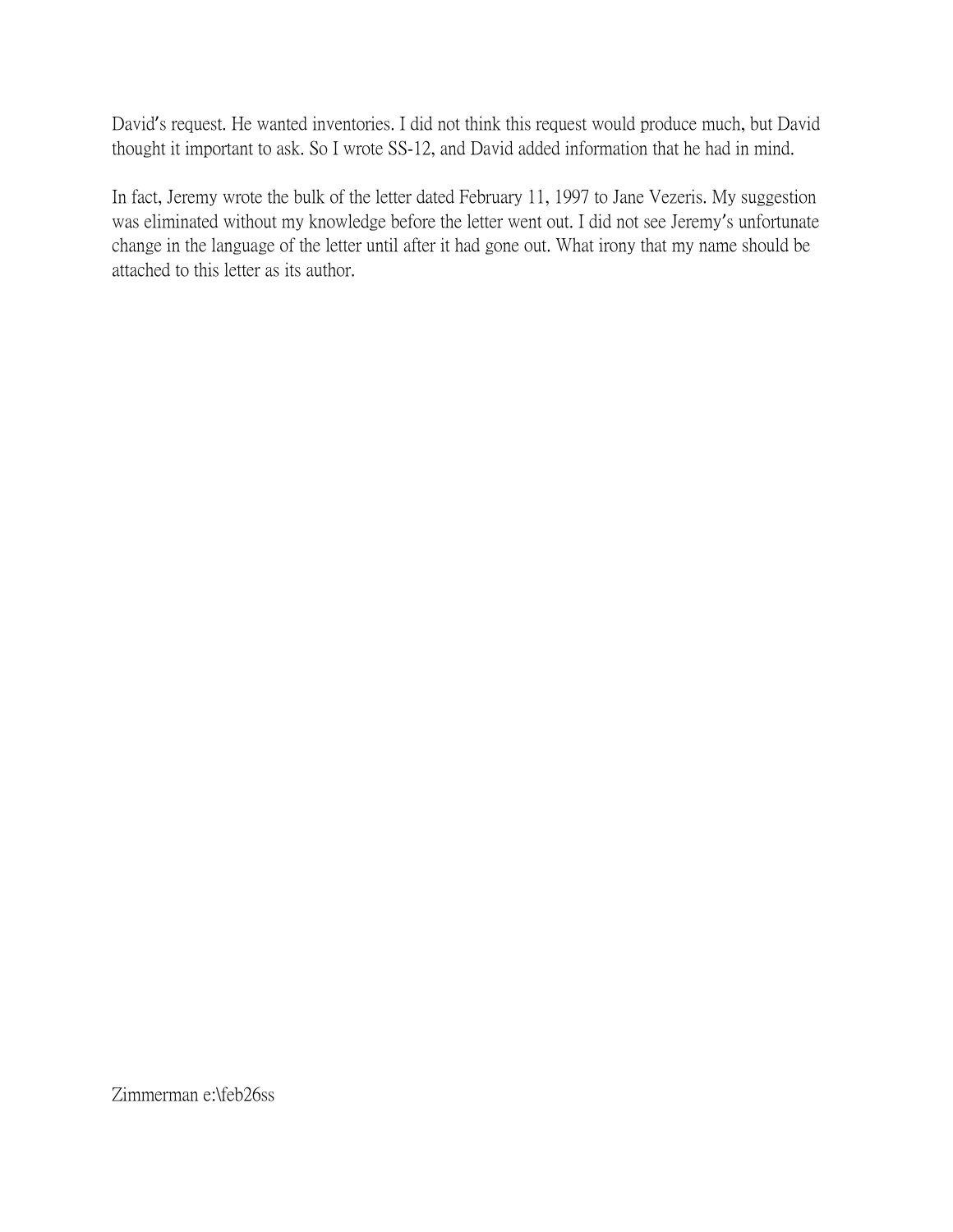David's request. He wanted inventories. I did not think this request would produce much, but David thought it important to ask. So I wrote SS-12, and David added information that he had in mind.

In fact, Jeremy wrote the bulk of the letter dated February 11, 1997 to Jane Vezeris. My suggestion was eliminated without my knowledge before the letter went out. I did not see Jeremy's unfortunate change in the language of the letter until after it had gone out. What irony that my name should be attached to this letter as its author.

Zimmerman e:\feb26ss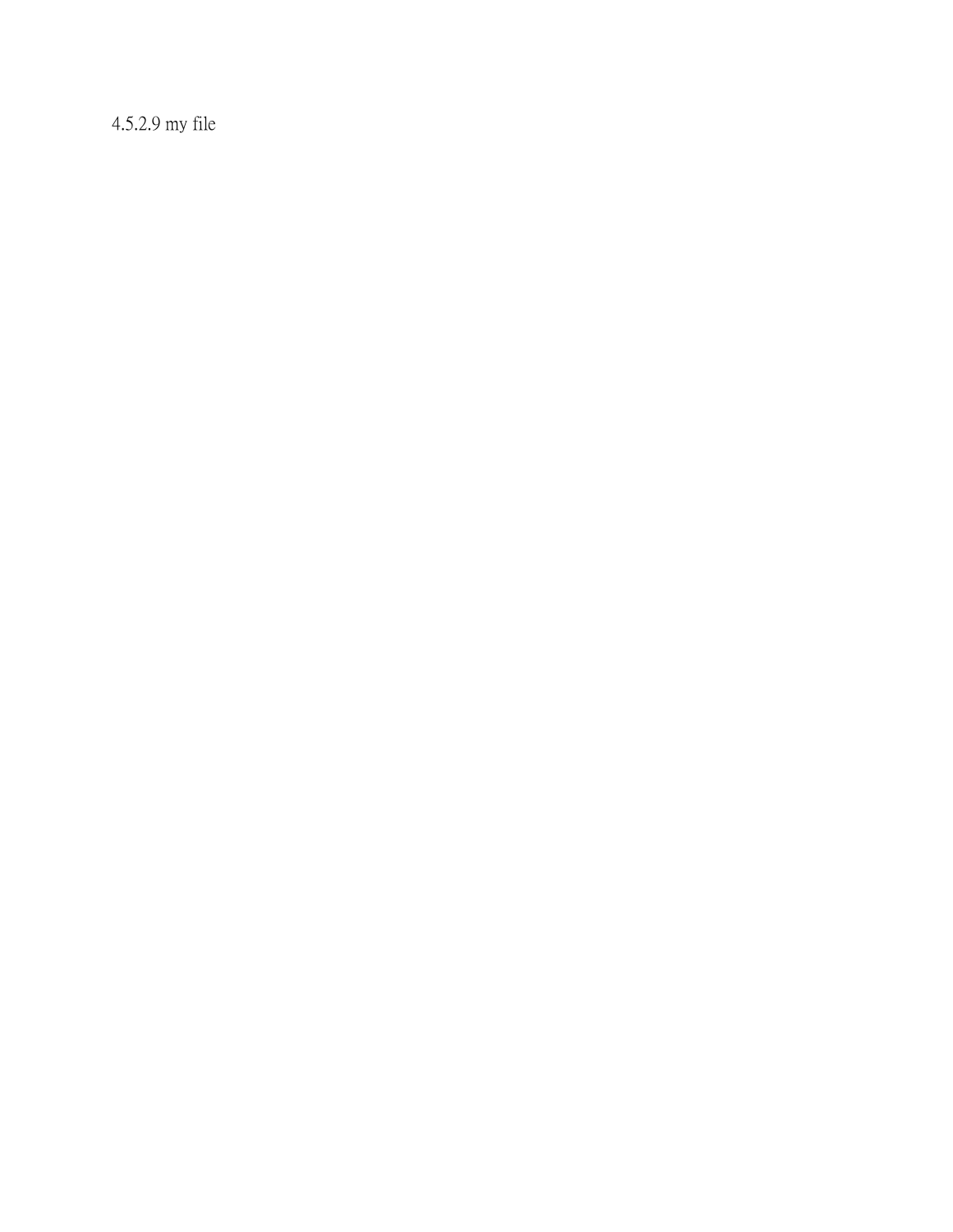4.5.2.9 my file